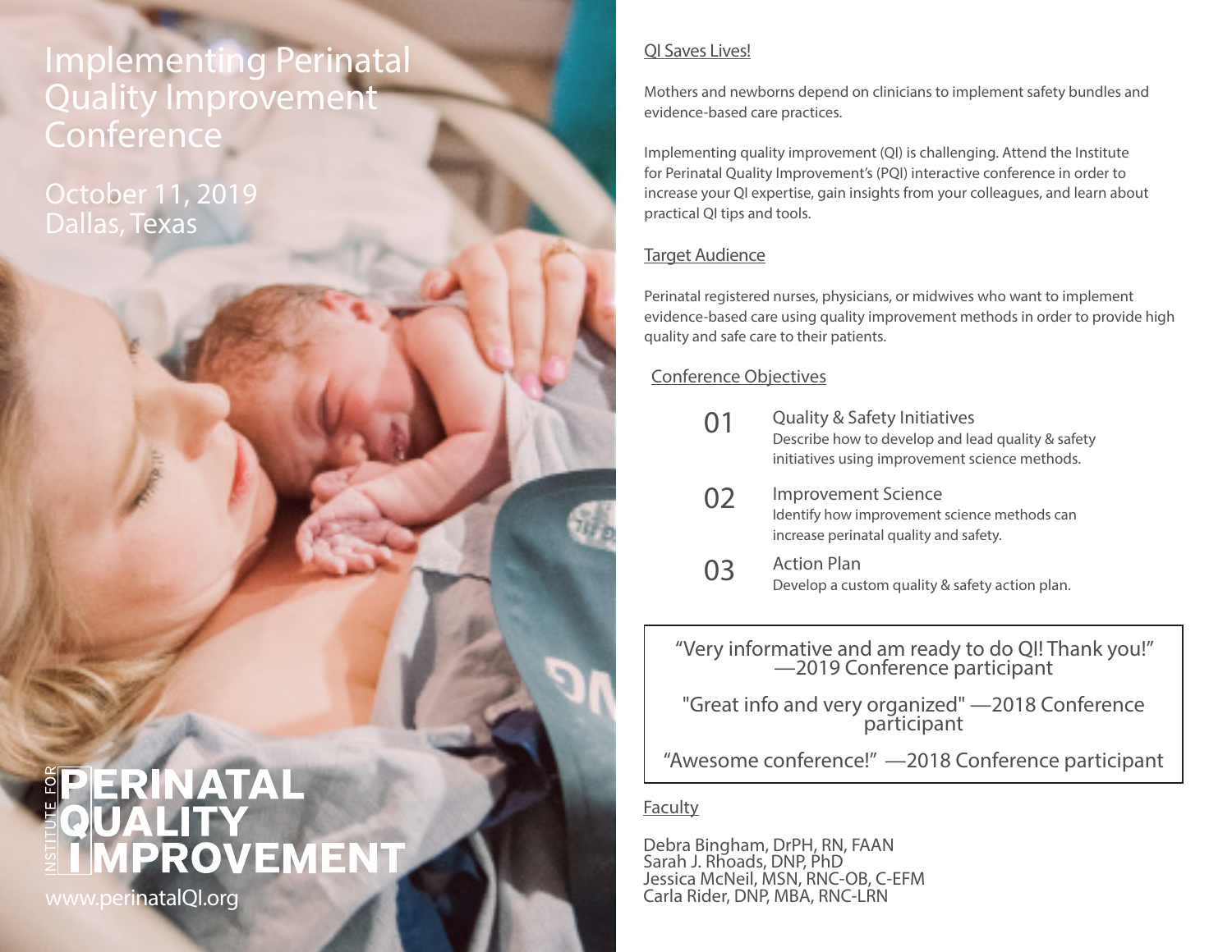# Implementing Perinatal Quality Improvement Conference

October 11, 2019
Dallas, Texas

INSTITUTE FOR PERINATAL QUALITY IMPROVEMENT

www.perinatalQI.org

## QI Saves Lives!

Mothers and newborns depend on clinicians to implement safety bundles and evidence-based care practices.

Implementing quality improvement (QI) is challenging. Attend the Institute for Perinatal Quality Improvement's (PQI) interactive conference in order to increase your QI expertise, gain insights from your colleagues, and learn about practical QI tips and tools.

## Target Audience

Perinatal registered nurses, physicians, or midwives who want to implement evidence-based care using quality improvement methods in order to provide high quality and safe care to their patients.

## Conference Objectives

**01 Quality & Safety Initiatives**
Describe how to develop and lead quality & safety initiatives using improvement science methods.

**02 Improvement Science**
Identify how improvement science methods can increase perinatal quality and safety.

**03 Action Plan**
Develop a custom quality & safety action plan.

> "Very informative and am ready to do QI! Thank you!" —2019 Conference participant
>
> "Great info and very organized" —2018 Conference participant
>
> "Awesome conference!" —2018 Conference participant

## Faculty

Debra Bingham, DrPH, RN, FAAN
Sarah J. Rhoads, DNP, PhD
Jessica McNeil, MSN, RNC-OB, C-EFM
Carla Rider, DNP, MBA, RNC-LRN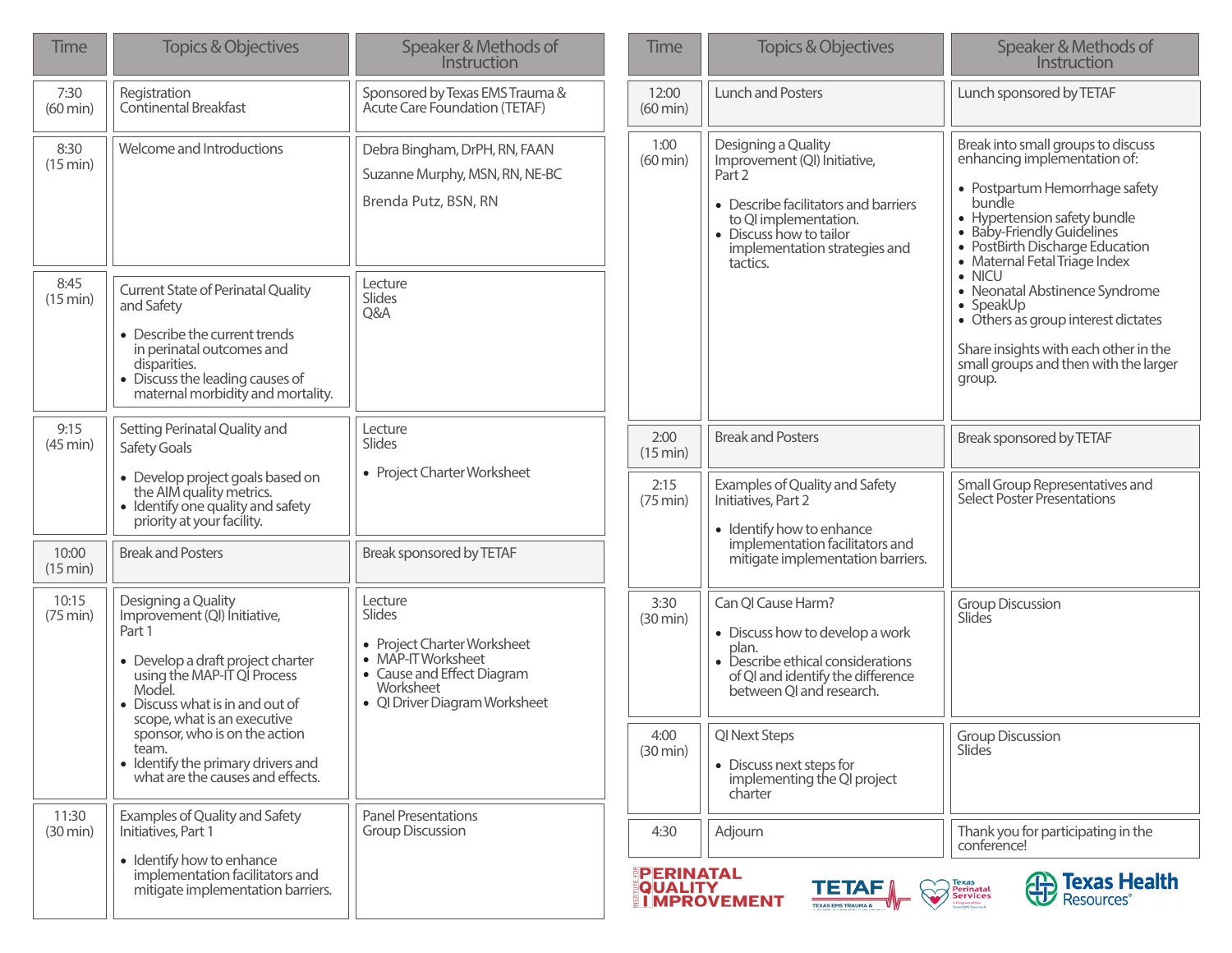| Time | Topics & Objectives | Speaker & Methods of Instruction |
| --- | --- | --- |
| 7:30 (60 min) | Registration<br>Continental Breakfast | Sponsored by Texas EMS Trauma & Acute Care Foundation (TETAF) |
| 8:30 (15 min) | Welcome and Introductions | Debra Bingham, DrPH, RN, FAAN<br>Suzanne Murphy, MSN, RN, NE-BC<br>Brenda Putz, BSN, RN |
| 8:45 (15 min) | Current State of Perinatal Quality and Safety<br>• Describe the current trends in perinatal outcomes and disparities.<br>• Discuss the leading causes of maternal morbidity and mortality. | Lecture<br>Slides<br>Q&A |
| 9:15 (45 min) | Setting Perinatal Quality and Safety Goals<br>• Develop project goals based on the AIM quality metrics.<br>• Identify one quality and safety priority at your facility. | Lecture<br>Slides<br>• Project Charter Worksheet |
| 10:00 (15 min) | Break and Posters | Break sponsored by TETAF |
| 10:15 (75 min) | Designing a Quality Improvement (QI) Initiative, Part 1<br>• Develop a draft project charter using the MAP-IT QI Process Model.<br>• Discuss what is in and out of scope, what is an executive sponsor, who is on the action team.<br>• Identify the primary drivers and what are the causes and effects. | Lecture<br>Slides<br>• Project Charter Worksheet<br>• MAP-IT Worksheet<br>• Cause and Effect Diagram Worksheet<br>• QI Driver Diagram Worksheet |
| 11:30 (30 min) | Examples of Quality and Safety Initiatives, Part 1<br>• Identify how to enhance implementation facilitators and mitigate implementation barriers. | Panel Presentations<br>Group Discussion |
| 12:00 (60 min) | Lunch and Posters | Lunch sponsored by TETAF |
| 1:00 (60 min) | Designing a Quality Improvement (QI) Initiative, Part 2<br>• Describe facilitators and barriers to QI implementation.<br>• Discuss how to tailor implementation strategies and tactics. | Break into small groups to discuss enhancing implementation of:<br>• Postpartum Hemorrhage safety bundle<br>• Hypertension safety bundle<br>• Baby-Friendly Guidelines<br>• PostBirth Discharge Education<br>• Maternal Fetal Triage Index<br>• NICU<br>• Neonatal Abstinence Syndrome<br>• SpeakUp<br>• Others as group interest dictates<br>Share insights with each other in the small groups and then with the larger group. |
| 2:00 (15 min) | Break and Posters | Break sponsored by TETAF |
| 2:15 (75 min) | Examples of Quality and Safety Initiatives, Part 2<br>• Identify how to enhance implementation facilitators and mitigate implementation barriers. | Small Group Representatives and Select Poster Presentations |
| 3:30 (30 min) | Can QI Cause Harm?<br>• Discuss how to develop a work plan.<br>• Describe ethical considerations of QI and identify the difference between QI and research. | Group Discussion<br>Slides |
| 4:00 (30 min) | QI Next Steps<br>• Discuss next steps for implementing the QI project charter | Group Discussion<br>Slides |
| 4:30 | Adjourn | Thank you for participating in the conference! |

INSTITUTE FOR PERINATAL QUALITY IMPROVEMENT

TETAF TEXAS EMS TRAUMA & ACUTE CARE FOUNDATION

Texas Perinatal Services

Texas Health Resources®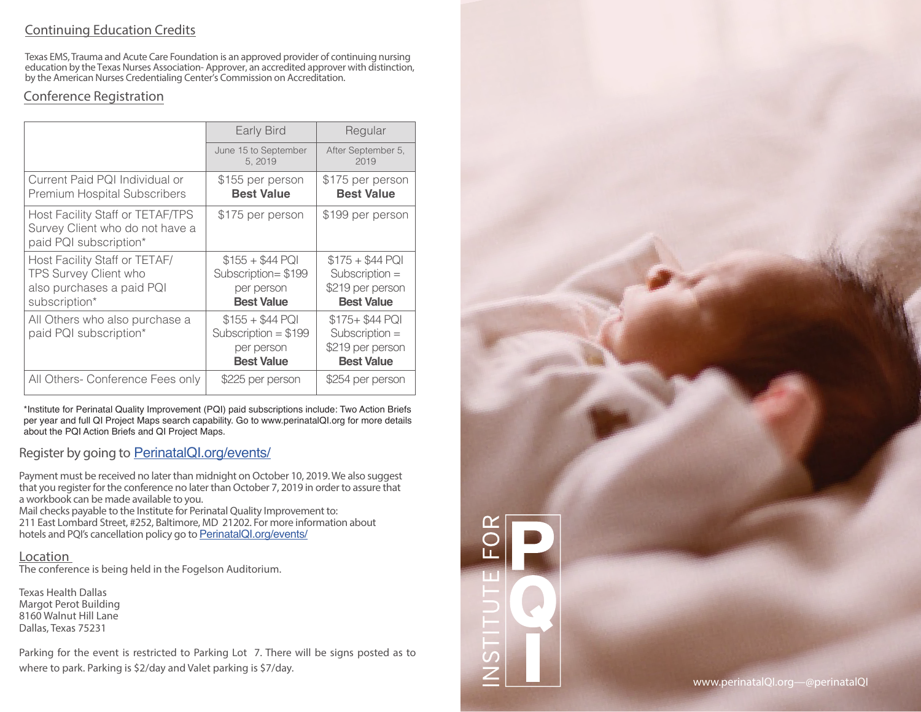## Continuing Education Credits

Texas EMS, Trauma and Acute Care Foundation is an approved provider of continuing nursing education by the Texas Nurses Association- Approver, an accredited approver with distinction, by the American Nurses Credentialing Center's Commission on Accreditation.

## Conference Registration

| | Early Bird | Regular |
|---|---|---|
| | June 15 to September 5, 2019 | After September 5, 2019 |
| Current Paid PQI Individual or Premium Hospital Subscribers | $155 per person **Best Value** | $175 per person **Best Value** |
| Host Facility Staff or TETAF/TPS Survey Client who do not have a paid PQI subscription* | $175 per person | $199 per person |
| Host Facility Staff or TETAF/ TPS Survey Client who also purchases a paid PQI subscription* | $155 + $44 PQI Subscription= $199 per person **Best Value** | $175 + $44 PQI Subscription = $219 per person **Best Value** |
| All Others who also purchase a paid PQI subscription* | $155 + $44 PQI Subscription = $199 per person **Best Value** | $175+ $44 PQI Subscription = $219 per person **Best Value** |
| All Others- Conference Fees only | $225 per person | $254 per person |

*Institute for Perinatal Quality Improvement (PQI) paid subscriptions include: Two Action Briefs per year and full QI Project Maps search capability. Go to www.perinatalQI.org for more details about the PQI Action Briefs and QI Project Maps.

### Register by going to PerinatalQI.org/events/

Payment must be received no later than midnight on October 10, 2019. We also suggest that you register for the conference no later than October 7, 2019 in order to assure that a workbook can be made available to you.
Mail checks payable to the Institute for Perinatal Quality Improvement to:
211 East Lombard Street, #252, Baltimore, MD 21202. For more information about hotels and PQI's cancellation policy go to PerinatalQI.org/events/

## Location

The conference is being held in the Fogelson Auditorium.

Texas Health Dallas
Margot Perot Building
8160 Walnut Hill Lane
Dallas, Texas 75231

Parking for the event is restricted to Parking Lot 7. There will be signs posted as to where to park. Parking is $2/day and Valet parking is $7/day.

INSTITUTE FOR PQI

www.perinatalQI.org—@perinatalQI